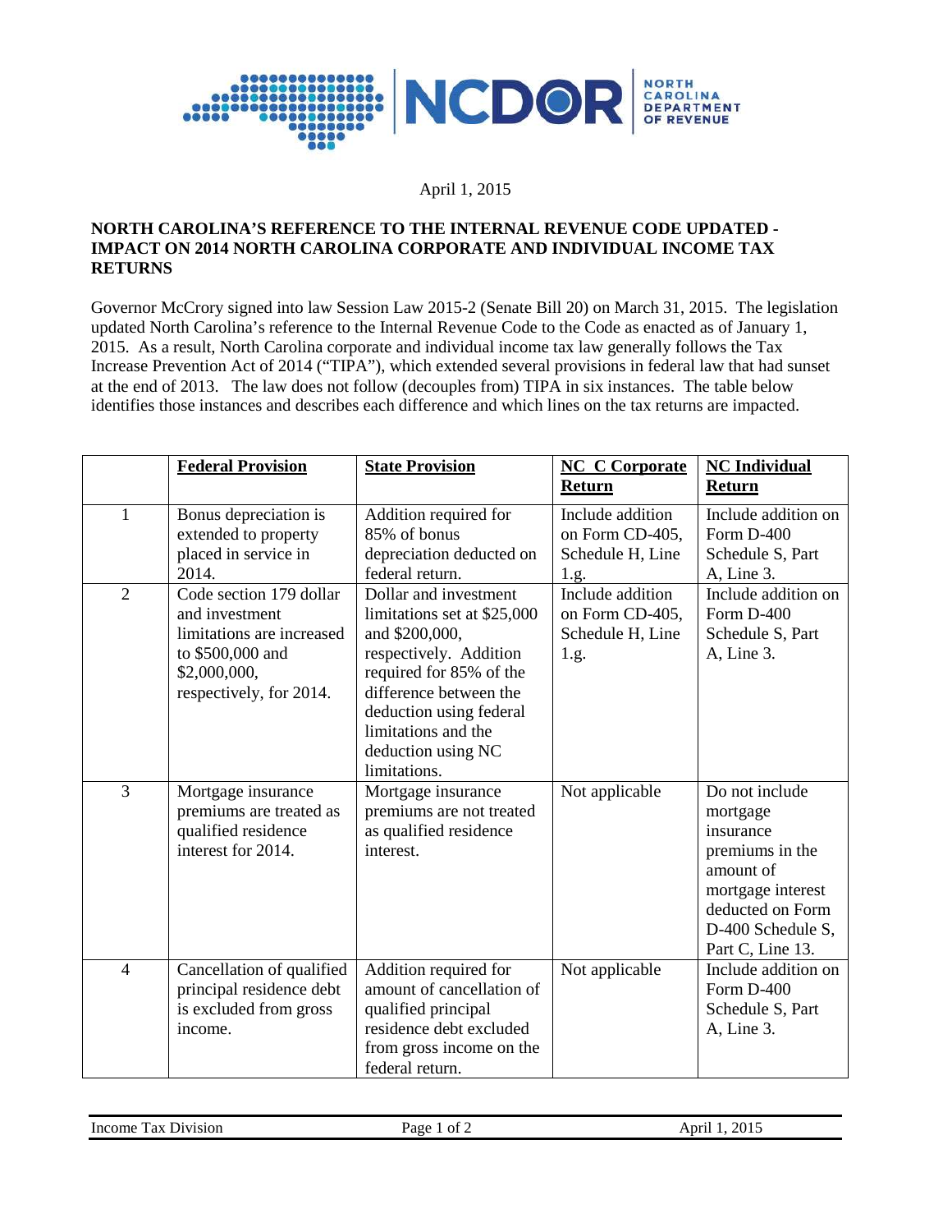April 1, 2015

**NORTH CAROLINA'S REFERENCE TO THE INTERNAL REVENUE CODE UPDATED - IMPACT ON 2014 NORTH CAROLINA CORPORATE AND INDIVIDUAL INCOME TAX RETURNS**

Governor McCrory signed into law Session Law 2015-2 (Senate Bill 20) on March 31, 2015. The legislation updated North Carolina's reference to the Internal Revenue Code to the Code as enacted as of January 1, 2015. As a result, North Carolina corporate and individual income tax law generally follows the Tax Increase Prevention Act of 2014 ("TIPA"), which extended several provisions in federal law that had sunset at the end of 2013. The law does not follow (decouples from) TIPA in six instances. The table below identifies those instances and describes each difference and which lines on the tax returns are impacted.

| | **Federal Provision** | **State Provision** | **NC C Corporate Return** | **NC Individual Return** |
|---|---|---|---|---|
| 1 | Bonus depreciation is extended to property placed in service in 2014. | Addition required for 85% of bonus depreciation deducted on federal return. | Include addition on Form CD-405, Schedule H, Line 1.g. | Include addition on Form D-400 Schedule S, Part A, Line 3. |
| 2 | Code section 179 dollar and investment limitations are increased to $500,000 and $2,000,000, respectively, for 2014. | Dollar and investment limitations set at $25,000 and $200,000, respectively. Addition required for 85% of the difference between the deduction using federal limitations and the deduction using NC limitations. | Include addition on Form CD-405, Schedule H, Line 1.g. | Include addition on Form D-400 Schedule S, Part A, Line 3. |
| 3 | Mortgage insurance premiums are treated as qualified residence interest for 2014. | Mortgage insurance premiums are not treated as qualified residence interest. | Not applicable | Do not include mortgage insurance premiums in the amount of mortgage interest deducted on Form D-400 Schedule S, Part C, Line 13. |
| 4 | Cancellation of qualified principal residence debt is excluded from gross income. | Addition required for amount of cancellation of qualified principal residence debt excluded from gross income on the federal return. | Not applicable | Include addition on Form D-400 Schedule S, Part A, Line 3. |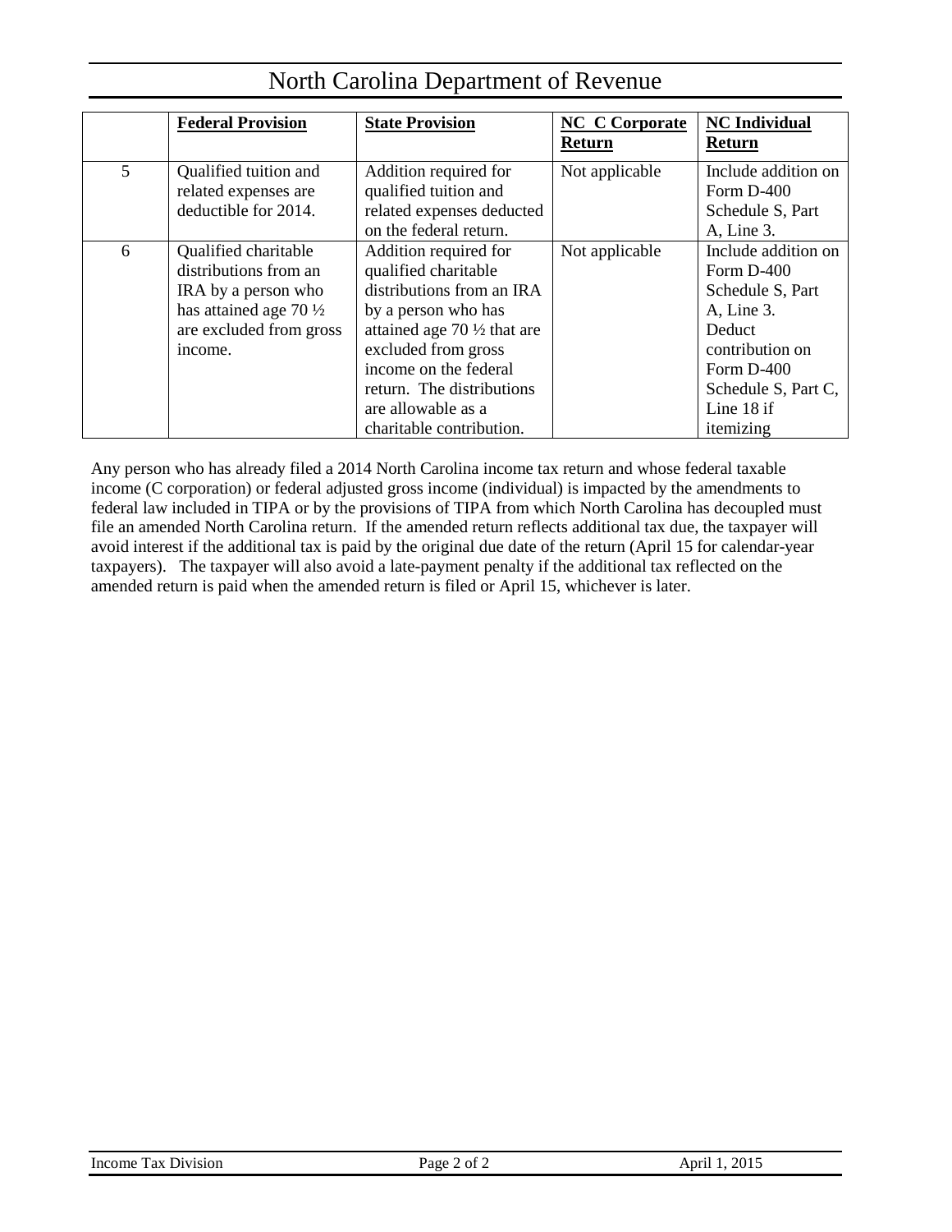# North Carolina Department of Revenue

| | Federal Provision | State Provision | NC C Corporate Return | NC Individual Return |
|---|---|---|---|---|
| 5 | Qualified tuition and related expenses are deductible for 2014. | Addition required for qualified tuition and related expenses deducted on the federal return. | Not applicable | Include addition on Form D-400 Schedule S, Part A, Line 3. |
| 6 | Qualified charitable distributions from an IRA by a person who has attained age 70 ½ are excluded from gross income. | Addition required for qualified charitable distributions from an IRA by a person who has attained age 70 ½ that are excluded from gross income on the federal return. The distributions are allowable as a charitable contribution. | Not applicable | Include addition on Form D-400 Schedule S, Part A, Line 3. Deduct contribution on Form D-400 Schedule S, Part C, Line 18 if itemizing |

Any person who has already filed a 2014 North Carolina income tax return and whose federal taxable income (C corporation) or federal adjusted gross income (individual) is impacted by the amendments to federal law included in TIPA or by the provisions of TIPA from which North Carolina has decoupled must file an amended North Carolina return. If the amended return reflects additional tax due, the taxpayer will avoid interest if the additional tax is paid by the original due date of the return (April 15 for calendar-year taxpayers). The taxpayer will also avoid a late-payment penalty if the additional tax reflected on the amended return is paid when the amended return is filed or April 15, whichever is later.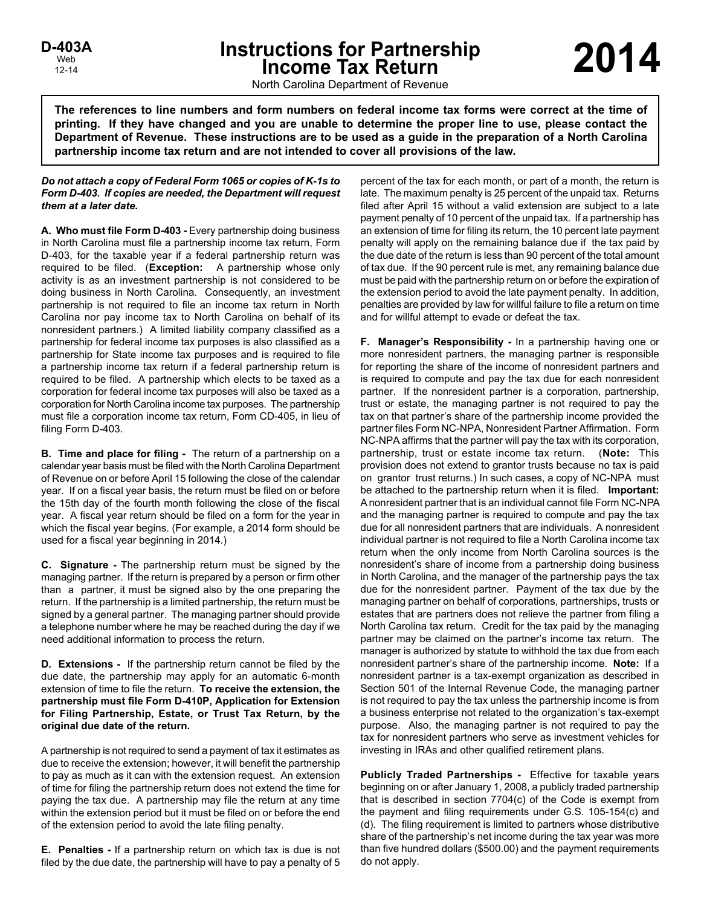D-403A
Web
12-14

# Instructions for Partnership Income Tax Return

# 2014

North Carolina Department of Revenue

**The references to line numbers and form numbers on federal income tax forms were correct at the time of printing. If they have changed and you are unable to determine the proper line to use, please contact the Department of Revenue. These instructions are to be used as a guide in the preparation of a North Carolina partnership income tax return and are not intended to cover all provisions of the law.**

***Do not attach a copy of Federal Form 1065 or copies of K-1s to Form D-403. If copies are needed, the Department will request them at a later date.***

**A. Who must file Form D-403 -** Every partnership doing business in North Carolina must file a partnership income tax return, Form D-403, for the taxable year if a federal partnership return was required to be filed. (**Exception:** A partnership whose only activity is as an investment partnership is not considered to be doing business in North Carolina. Consequently, an investment partnership is not required to file an income tax return in North Carolina nor pay income tax to North Carolina on behalf of its nonresident partners.) A limited liability company classified as a partnership for federal income tax purposes is also classified as a partnership for State income tax purposes and is required to file a partnership income tax return if a federal partnership return is required to be filed. A partnership which elects to be taxed as a corporation for federal income tax purposes will also be taxed as a corporation for North Carolina income tax purposes. The partnership must file a corporation income tax return, Form CD-405, in lieu of filing Form D-403.

**B. Time and place for filing -** The return of a partnership on a calendar year basis must be filed with the North Carolina Department of Revenue on or before April 15 following the close of the calendar year. If on a fiscal year basis, the return must be filed on or before the 15th day of the fourth month following the close of the fiscal year. A fiscal year return should be filed on a form for the year in which the fiscal year begins. (For example, a 2014 form should be used for a fiscal year beginning in 2014.)

**C. Signature -** The partnership return must be signed by the managing partner. If the return is prepared by a person or firm other than a partner, it must be signed also by the one preparing the return. If the partnership is a limited partnership, the return must be signed by a general partner. The managing partner should provide a telephone number where he may be reached during the day if we need additional information to process the return.

**D. Extensions -** If the partnership return cannot be filed by the due date, the partnership may apply for an automatic 6-month extension of time to file the return. **To receive the extension, the partnership must file Form D-410P, Application for Extension for Filing Partnership, Estate, or Trust Tax Return, by the original due date of the return.**

A partnership is not required to send a payment of tax it estimates as due to receive the extension; however, it will benefit the partnership to pay as much as it can with the extension request. An extension of time for filing the partnership return does not extend the time for paying the tax due. A partnership may file the return at any time within the extension period but it must be filed on or before the end of the extension period to avoid the late filing penalty.

**E. Penalties -** If a partnership return on which tax is due is not filed by the due date, the partnership will have to pay a penalty of 5 percent of the tax for each month, or part of a month, the return is late. The maximum penalty is 25 percent of the unpaid tax. Returns filed after April 15 without a valid extension are subject to a late payment penalty of 10 percent of the unpaid tax. If a partnership has an extension of time for filing its return, the 10 percent late payment penalty will apply on the remaining balance due if the tax paid by the due date of the return is less than 90 percent of the total amount of tax due. If the 90 percent rule is met, any remaining balance due must be paid with the partnership return on or before the expiration of the extension period to avoid the late payment penalty. In addition, penalties are provided by law for willful failure to file a return on time and for willful attempt to evade or defeat the tax.

**F. Manager's Responsibility -** In a partnership having one or more nonresident partners, the managing partner is responsible for reporting the share of the income of nonresident partners and is required to compute and pay the tax due for each nonresident partner. If the nonresident partner is a corporation, partnership, trust or estate, the managing partner is not required to pay the tax on that partner's share of the partnership income provided the partner files Form NC-NPA, Nonresident Partner Affirmation. Form NC-NPA affirms that the partner will pay the tax with its corporation, partnership, trust or estate income tax return. (**Note:** This provision does not extend to grantor trusts because no tax is paid on grantor trust returns.) In such cases, a copy of NC-NPA must be attached to the partnership return when it is filed. **Important:** A nonresident partner that is an individual cannot file Form NC-NPA and the managing partner is required to compute and pay the tax due for all nonresident partners that are individuals. A nonresident individual partner is not required to file a North Carolina income tax return when the only income from North Carolina sources is the nonresident's share of income from a partnership doing business in North Carolina, and the manager of the partnership pays the tax due for the nonresident partner. Payment of the tax due by the managing partner on behalf of corporations, partnerships, trusts or estates that are partners does not relieve the partner from filing a North Carolina tax return. Credit for the tax paid by the managing partner may be claimed on the partner's income tax return. The manager is authorized by statute to withhold the tax due from each nonresident partner's share of the partnership income. **Note:** If a nonresident partner is a tax-exempt organization as described in Section 501 of the Internal Revenue Code, the managing partner is not required to pay the tax unless the partnership income is from a business enterprise not related to the organization's tax-exempt purpose. Also, the managing partner is not required to pay the tax for nonresident partners who serve as investment vehicles for investing in IRAs and other qualified retirement plans.

**Publicly Traded Partnerships -** Effective for taxable years beginning on or after January 1, 2008, a publicly traded partnership that is described in section 7704(c) of the Code is exempt from the payment and filing requirements under G.S. 105-154(c) and (d). The filing requirement is limited to partners whose distributive share of the partnership's net income during the tax year was more than five hundred dollars ($500.00) and the payment requirements do not apply.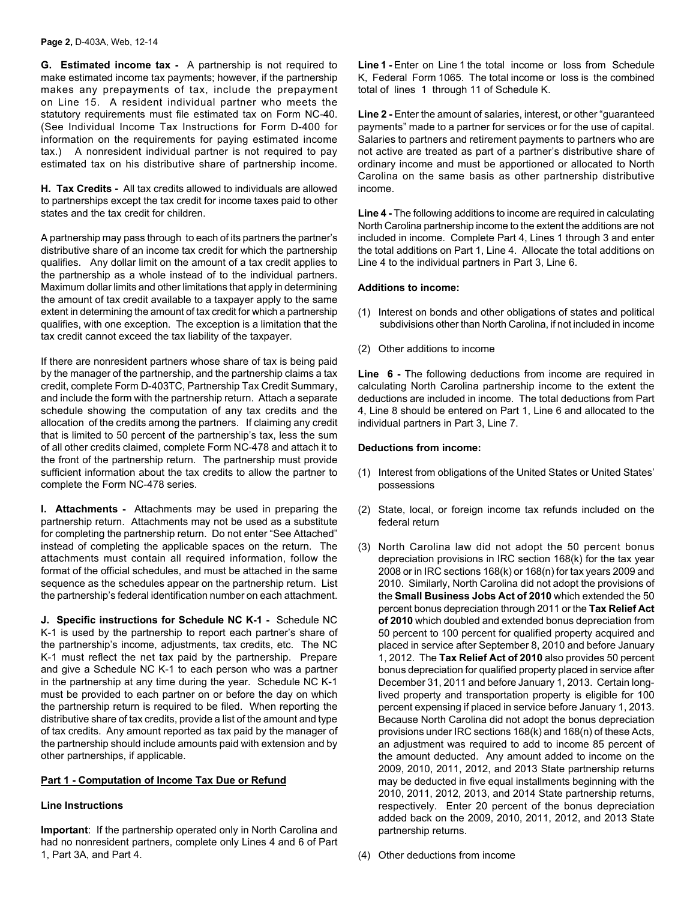**G. Estimated income tax -** A partnership is not required to make estimated income tax payments; however, if the partnership makes any prepayments of tax, include the prepayment on Line 15. A resident individual partner who meets the statutory requirements must file estimated tax on Form NC-40. (See Individual Income Tax Instructions for Form D-400 for information on the requirements for paying estimated income tax.) A nonresident individual partner is not required to pay estimated tax on his distributive share of partnership income.

**H. Tax Credits -** All tax credits allowed to individuals are allowed to partnerships except the tax credit for income taxes paid to other states and the tax credit for children.

A partnership may pass through to each of its partners the partner's distributive share of an income tax credit for which the partnership qualifies. Any dollar limit on the amount of a tax credit applies to the partnership as a whole instead of to the individual partners. Maximum dollar limits and other limitations that apply in determining the amount of tax credit available to a taxpayer apply to the same extent in determining the amount of tax credit for which a partnership qualifies, with one exception. The exception is a limitation that the tax credit cannot exceed the tax liability of the taxpayer.

If there are nonresident partners whose share of tax is being paid by the manager of the partnership, and the partnership claims a tax credit, complete Form D-403TC, Partnership Tax Credit Summary, and include the form with the partnership return. Attach a separate schedule showing the computation of any tax credits and the allocation of the credits among the partners. If claiming any credit that is limited to 50 percent of the partnership's tax, less the sum of all other credits claimed, complete Form NC-478 and attach it to the front of the partnership return. The partnership must provide sufficient information about the tax credits to allow the partner to complete the Form NC-478 series.

**I. Attachments -** Attachments may be used in preparing the partnership return. Attachments may not be used as a substitute for completing the partnership return. Do not enter "See Attached" instead of completing the applicable spaces on the return. The attachments must contain all required information, follow the format of the official schedules, and must be attached in the same sequence as the schedules appear on the partnership return. List the partnership's federal identification number on each attachment.

**J. Specific instructions for Schedule NC K-1 -** Schedule NC K-1 is used by the partnership to report each partner's share of the partnership's income, adjustments, tax credits, etc. The NC K-1 must reflect the net tax paid by the partnership. Prepare and give a Schedule NC K-1 to each person who was a partner in the partnership at any time during the year. Schedule NC K-1 must be provided to each partner on or before the day on which the partnership return is required to be filed. When reporting the distributive share of tax credits, provide a list of the amount and type of tax credits. Any amount reported as tax paid by the manager of the partnership should include amounts paid with extension and by other partnerships, if applicable.

## Part 1 - Computation of Income Tax Due or Refund

### Line Instructions

**Important**: If the partnership operated only in North Carolina and had no nonresident partners, complete only Lines 4 and 6 of Part 1, Part 3A, and Part 4.

**Line 1 -** Enter on Line 1 the total income or loss from Schedule K, Federal Form 1065. The total income or loss is the combined total of lines 1 through 11 of Schedule K.

**Line 2 -** Enter the amount of salaries, interest, or other "guaranteed payments" made to a partner for services or for the use of capital. Salaries to partners and retirement payments to partners who are not active are treated as part of a partner's distributive share of ordinary income and must be apportioned or allocated to North Carolina on the same basis as other partnership distributive income.

**Line 4 -** The following additions to income are required in calculating North Carolina partnership income to the extent the additions are not included in income. Complete Part 4, Lines 1 through 3 and enter the total additions on Part 1, Line 4. Allocate the total additions on Line 4 to the individual partners in Part 3, Line 6.

**Additions to income:**

(1) Interest on bonds and other obligations of states and political subdivisions other than North Carolina, if not included in income

(2) Other additions to income

**Line 6 -** The following deductions from income are required in calculating North Carolina partnership income to the extent the deductions are included in income. The total deductions from Part 4, Line 8 should be entered on Part 1, Line 6 and allocated to the individual partners in Part 3, Line 7.

**Deductions from income:**

(1) Interest from obligations of the United States or United States' possessions

(2) State, local, or foreign income tax refunds included on the federal return

(3) North Carolina law did not adopt the 50 percent bonus depreciation provisions in IRC section 168(k) for the tax year 2008 or in IRC sections 168(k) or 168(n) for tax years 2009 and 2010. Similarly, North Carolina did not adopt the provisions of the **Small Business Jobs Act of 2010** which extended the 50 percent bonus depreciation through 2011 or the **Tax Relief Act of 2010** which doubled and extended bonus depreciation from 50 percent to 100 percent for qualified property acquired and placed in service after September 8, 2010 and before January 1, 2012. The **Tax Relief Act of 2010** also provides 50 percent bonus depreciation for qualified property placed in service after December 31, 2011 and before January 1, 2013. Certain long-lived property and transportation property is eligible for 100 percent expensing if placed in service before January 1, 2013. Because North Carolina did not adopt the bonus depreciation provisions under IRC sections 168(k) and 168(n) of these Acts, an adjustment was required to add to income 85 percent of the amount deducted. Any amount added to income on the 2009, 2010, 2011, 2012, and 2013 State partnership returns may be deducted in five equal installments beginning with the 2010, 2011, 2012, 2013, and 2014 State partnership returns, respectively. Enter 20 percent of the bonus depreciation added back on the 2009, 2010, 2011, 2012, and 2013 State partnership returns.

(4) Other deductions from income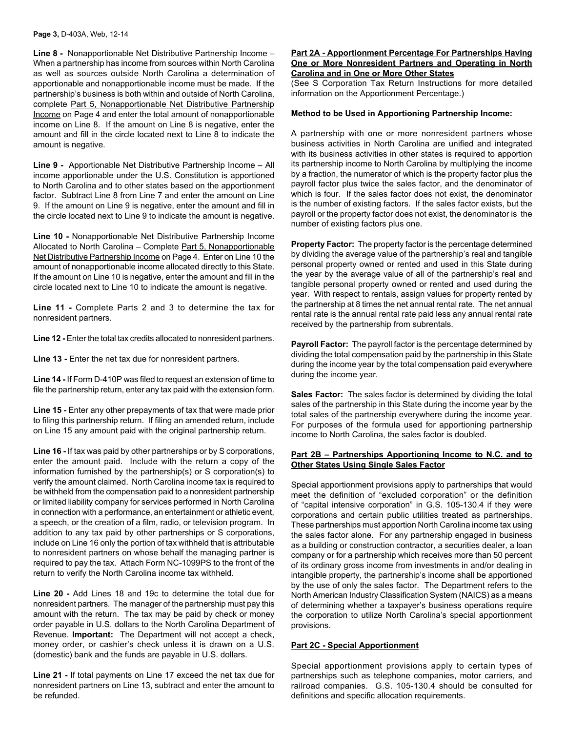**Line 8 -** Nonapportionable Net Distributive Partnership Income – When a partnership has income from sources within North Carolina as well as sources outside North Carolina a determination of apportionable and nonapportionable income must be made. If the partnership's business is both within and outside of North Carolina, complete Part 5, Nonapportionable Net Distributive Partnership Income on Page 4 and enter the total amount of nonapportionable income on Line 8. If the amount on Line 8 is negative, enter the amount and fill in the circle located next to Line 8 to indicate the amount is negative.

**Line 9 -** Apportionable Net Distributive Partnership Income – All income apportionable under the U.S. Constitution is apportioned to North Carolina and to other states based on the apportionment factor. Subtract Line 8 from Line 7 and enter the amount on Line 9. If the amount on Line 9 is negative, enter the amount and fill in the circle located next to Line 9 to indicate the amount is negative.

**Line 10 -** Nonapportionable Net Distributive Partnership Income Allocated to North Carolina – Complete Part 5, Nonapportionable Net Distributive Partnership Income on Page 4. Enter on Line 10 the amount of nonapportionable income allocated directly to this State. If the amount on Line 10 is negative, enter the amount and fill in the circle located next to Line 10 to indicate the amount is negative.

**Line 11 -** Complete Parts 2 and 3 to determine the tax for nonresident partners.

**Line 12 -** Enter the total tax credits allocated to nonresident partners.

**Line 13 -** Enter the net tax due for nonresident partners.

**Line 14 -** If Form D-410P was filed to request an extension of time to file the partnership return, enter any tax paid with the extension form.

**Line 15 -** Enter any other prepayments of tax that were made prior to filing this partnership return. If filing an amended return, include on Line 15 any amount paid with the original partnership return.

**Line 16 -** If tax was paid by other partnerships or by S corporations, enter the amount paid. Include with the return a copy of the information furnished by the partnership(s) or S corporation(s) to verify the amount claimed. North Carolina income tax is required to be withheld from the compensation paid to a nonresident partnership or limited liability company for services performed in North Carolina in connection with a performance, an entertainment or athletic event, a speech, or the creation of a film, radio, or television program. In addition to any tax paid by other partnerships or S corporations, include on Line 16 only the portion of tax withheld that is attributable to nonresident partners on whose behalf the managing partner is required to pay the tax. Attach Form NC-1099PS to the front of the return to verify the North Carolina income tax withheld.

**Line 20 -** Add Lines 18 and 19c to determine the total due for nonresident partners. The manager of the partnership must pay this amount with the return. The tax may be paid by check or money order payable in U.S. dollars to the North Carolina Department of Revenue. **Important:** The Department will not accept a check, money order, or cashier's check unless it is drawn on a U.S. (domestic) bank and the funds are payable in U.S. dollars.

**Line 21 -** If total payments on Line 17 exceed the net tax due for nonresident partners on Line 13, subtract and enter the amount to be refunded.

## Part 2A - Apportionment Percentage For Partnerships Having One or More Nonresident Partners and Operating in North Carolina and in One or More Other States

(See S Corporation Tax Return Instructions for more detailed information on the Apportionment Percentage.)

**Method to be Used in Apportioning Partnership Income:**

A partnership with one or more nonresident partners whose business activities in North Carolina are unified and integrated with its business activities in other states is required to apportion its partnership income to North Carolina by multiplying the income by a fraction, the numerator of which is the property factor plus the payroll factor plus twice the sales factor, and the denominator of which is four. If the sales factor does not exist, the denominator is the number of existing factors. If the sales factor exists, but the payroll or the property factor does not exist, the denominator is the number of existing factors plus one.

**Property Factor:** The property factor is the percentage determined by dividing the average value of the partnership's real and tangible personal property owned or rented and used in this State during the year by the average value of all of the partnership's real and tangible personal property owned or rented and used during the year. With respect to rentals, assign values for property rented by the partnership at 8 times the net annual rental rate. The net annual rental rate is the annual rental rate paid less any annual rental rate received by the partnership from subrentals.

**Payroll Factor:** The payroll factor is the percentage determined by dividing the total compensation paid by the partnership in this State during the income year by the total compensation paid everywhere during the income year.

**Sales Factor:** The sales factor is determined by dividing the total sales of the partnership in this State during the income year by the total sales of the partnership everywhere during the income year. For purposes of the formula used for apportioning partnership income to North Carolina, the sales factor is doubled.

## Part 2B – Partnerships Apportioning Income to N.C. and to Other States Using Single Sales Factor

Special apportionment provisions apply to partnerships that would meet the definition of "excluded corporation" or the definition of "capital intensive corporation" in G.S. 105-130.4 if they were corporations and certain public utilities treated as partnerships. These partnerships must apportion North Carolina income tax using the sales factor alone. For any partnership engaged in business as a building or construction contractor, a securities dealer, a loan company or for a partnership which receives more than 50 percent of its ordinary gross income from investments in and/or dealing in intangible property, the partnership's income shall be apportioned by the use of only the sales factor. The Department refers to the North American Industry Classification System (NAICS) as a means of determining whether a taxpayer's business operations require the corporation to utilize North Carolina's special apportionment provisions.

## Part 2C - Special Apportionment

Special apportionment provisions apply to certain types of partnerships such as telephone companies, motor carriers, and railroad companies. G.S. 105-130.4 should be consulted for definitions and specific allocation requirements.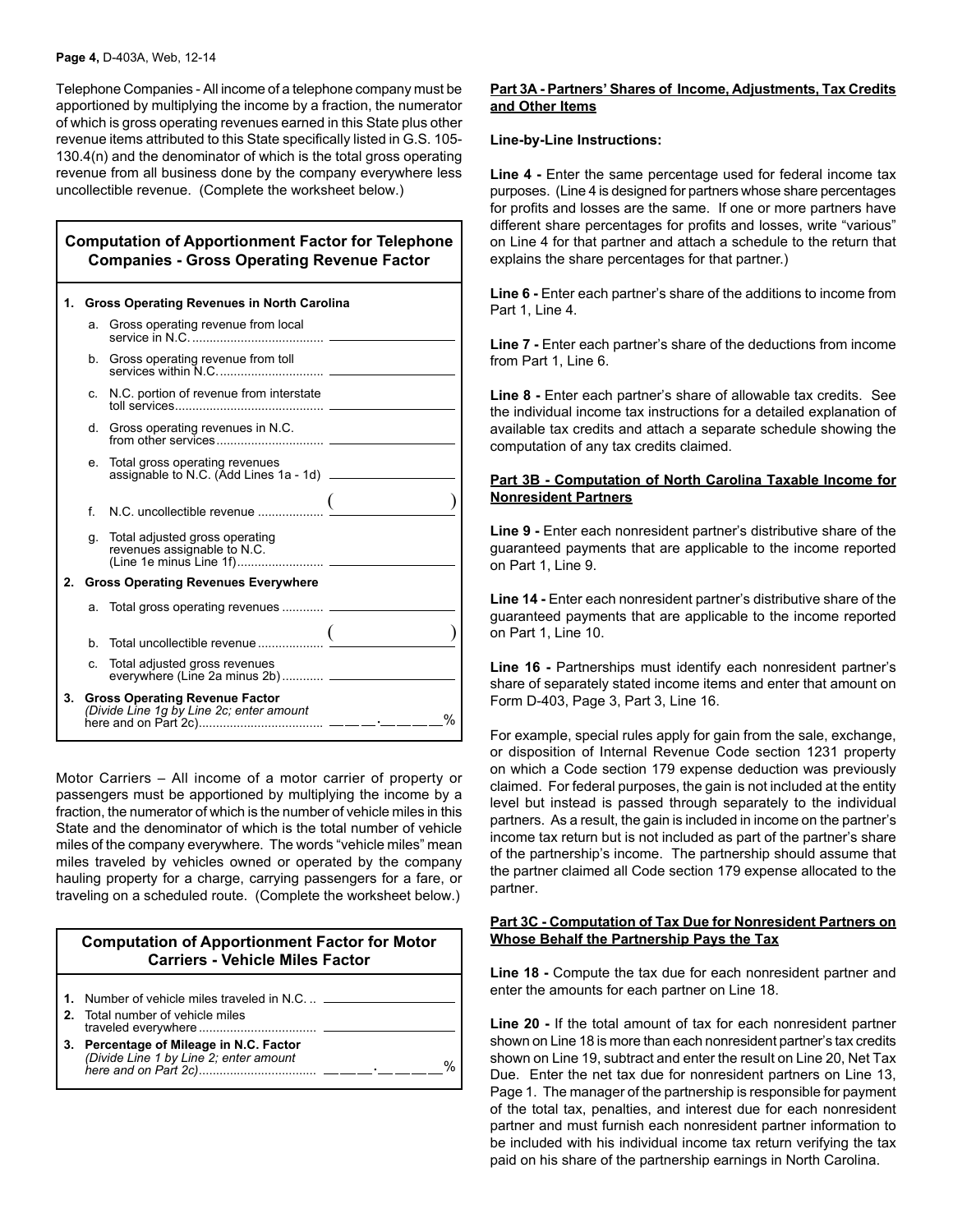Telephone Companies - All income of a telephone company must be apportioned by multiplying the income by a fraction, the numerator of which is gross operating revenues earned in this State plus other revenue items attributed to this State specifically listed in G.S. 105-130.4(n) and the denominator of which is the total gross operating revenue from all business done by the company everywhere less uncollectible revenue. (Complete the worksheet below.)

### Computation of Apportionment Factor for Telephone Companies - Gross Operating Revenue Factor

| | | |
|---|---|---|
| **1.** | **Gross Operating Revenues in North Carolina** | |
| a. | Gross operating revenue from local service in N.C. | |
| b. | Gross operating revenue from toll services within N.C. | |
| c. | N.C. portion of revenue from interstate toll services | |
| d. | Gross operating revenues in N.C. from other services | |
| e. | Total gross operating revenues assignable to N.C. (Add Lines 1a - 1d) | |
| f. | N.C. uncollectible revenue | ( ) |
| g. | Total adjusted gross operating revenues assignable to N.C. (Line 1e minus Line 1f) | |
| **2.** | **Gross Operating Revenues Everywhere** | |
| a. | Total gross operating revenues | |
| b. | Total uncollectible revenue | ( ) |
| c. | Total adjusted gross revenues everywhere (Line 2a minus 2b) | |
| **3.** | **Gross Operating Revenue Factor** *(Divide Line 1g by Line 2c; enter amount here and on Part 2c)* | ___ . ____ % |

Motor Carriers – All income of a motor carrier of property or passengers must be apportioned by multiplying the income by a fraction, the numerator of which is the number of vehicle miles in this State and the denominator of which is the total number of vehicle miles of the company everywhere. The words "vehicle miles" mean miles traveled by vehicles owned or operated by the company hauling property for a charge, carrying passengers for a fare, or traveling on a scheduled route. (Complete the worksheet below.)

### Computation of Apportionment Factor for Motor Carriers - Vehicle Miles Factor

| | | |
|---|---|---|
| **1.** | Number of vehicle miles traveled in N.C. | |
| **2.** | Total number of vehicle miles traveled everywhere | |
| **3.** | **Percentage of Mileage in N.C. Factor** *(Divide Line 1 by Line 2; enter amount here and on Part 2c)* | ___ . ____ % |

**Part 3A - Partners' Shares of Income, Adjustments, Tax Credits and Other Items**

**Line-by-Line Instructions:**

**Line 4 -** Enter the same percentage used for federal income tax purposes. (Line 4 is designed for partners whose share percentages for profits and losses are the same. If one or more partners have different share percentages for profits and losses, write "various" on Line 4 for that partner and attach a schedule to the return that explains the share percentages for that partner.)

**Line 6 -** Enter each partner's share of the additions to income from Part 1, Line 4.

**Line 7 -** Enter each partner's share of the deductions from income from Part 1, Line 6.

**Line 8 -** Enter each partner's share of allowable tax credits. See the individual income tax instructions for a detailed explanation of available tax credits and attach a separate schedule showing the computation of any tax credits claimed.

**Part 3B - Computation of North Carolina Taxable Income for Nonresident Partners**

**Line 9 -** Enter each nonresident partner's distributive share of the guaranteed payments that are applicable to the income reported on Part 1, Line 9.

**Line 14 -** Enter each nonresident partner's distributive share of the guaranteed payments that are applicable to the income reported on Part 1, Line 10.

**Line 16 -** Partnerships must identify each nonresident partner's share of separately stated income items and enter that amount on Form D-403, Page 3, Part 3, Line 16.

For example, special rules apply for gain from the sale, exchange, or disposition of Internal Revenue Code section 1231 property on which a Code section 179 expense deduction was previously claimed. For federal purposes, the gain is not included at the entity level but instead is passed through separately to the individual partners. As a result, the gain is included in income on the partner's income tax return but is not included as part of the partner's share of the partnership's income. The partnership should assume that the partner claimed all Code section 179 expense allocated to the partner.

**Part 3C - Computation of Tax Due for Nonresident Partners on Whose Behalf the Partnership Pays the Tax**

**Line 18 -** Compute the tax due for each nonresident partner and enter the amounts for each partner on Line 18.

**Line 20 -** If the total amount of tax for each nonresident partner shown on Line 18 is more than each nonresident partner's tax credits shown on Line 19, subtract and enter the result on Line 20, Net Tax Due. Enter the net tax due for nonresident partners on Line 13, Page 1. The manager of the partnership is responsible for payment of the total tax, penalties, and interest due for each nonresident partner and must furnish each nonresident partner information to be included with his individual income tax return verifying the tax paid on his share of the partnership earnings in North Carolina.